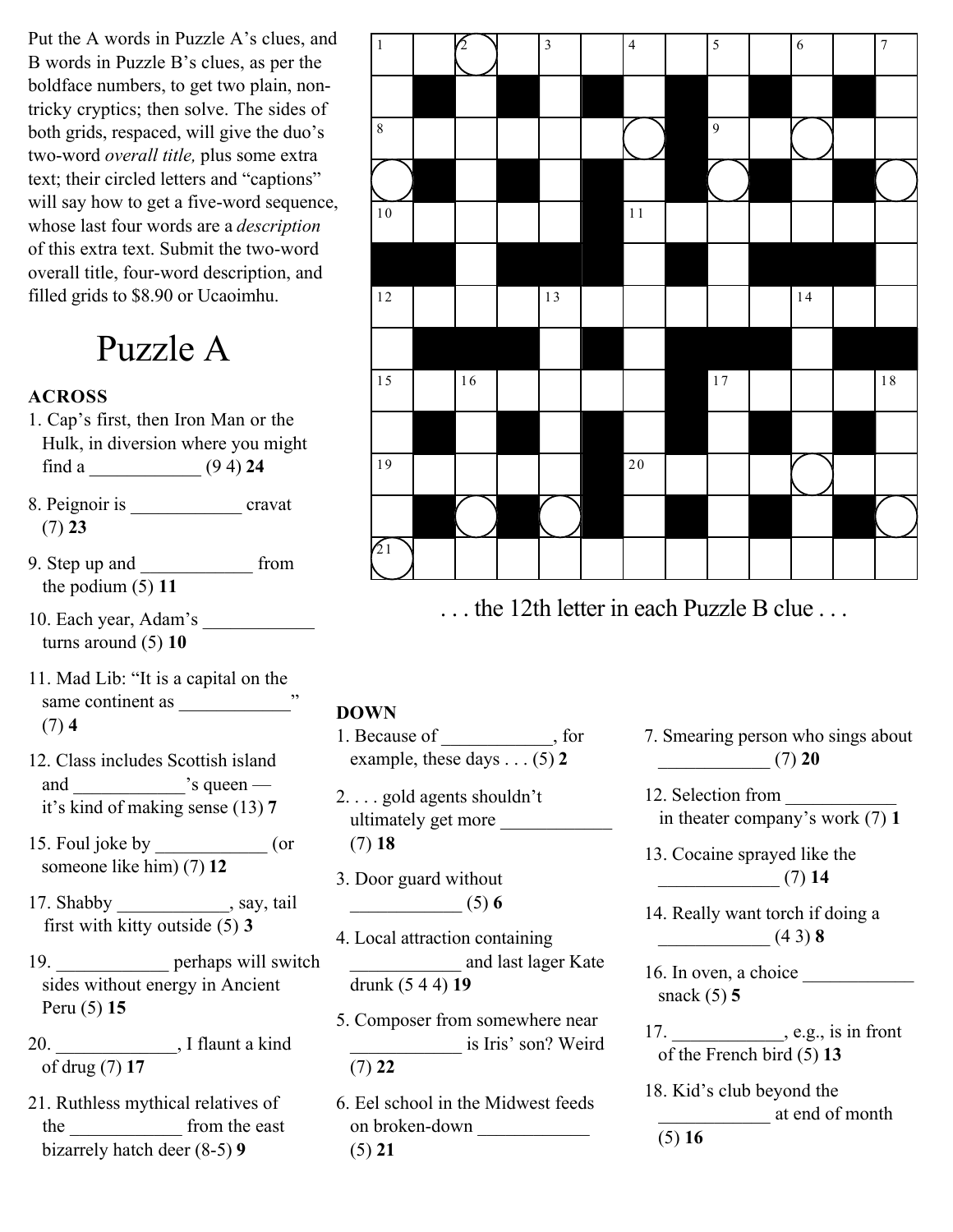Put the A words in Puzzle A's clues, and B words in Puzzle B's clues, as per the boldface numbers, to get two plain, non-tricky cryptics; then solve. The sides of both grids, respaced, will give the duo's two-word *overall title,* plus some extra text; their circled letters and "captions" will say how to get a five-word sequence, whose last four words are a *description* of this extra text. Submit the two-word overall title, four-word description, and filled grids to $8.90 or Ucaoimhu.

# Puzzle A

. . . the 12th letter in each Puzzle B clue . . .

**ACROSS**

1. Cap's first, then Iron Man or the Hulk, in diversion where you might find a ____________ (9 4) **24**

8. Peignoir is ____________ cravat (7) **23**

9. Step up and ____________ from the podium (5) **11**

10. Each year, Adam's ____________ turns around (5) **10**

11. Mad Lib: "It is a capital on the same continent as ____________" (7) **4**

12. Class includes Scottish island and ____________'s queen — it's kind of making sense (13) **7**

15. Foul joke by ____________ (or someone like him) (7) **12**

17. Shabby ____________, say, tail first with kitty outside (5) **3**

19. ____________ perhaps will switch sides without energy in Ancient Peru (5) **15**

20. ____________, I flaunt a kind of drug (7) **17**

21. Ruthless mythical relatives of the ____________ from the east bizarrely hatch deer (8-5) **9**

**DOWN**

1. Because of ____________, for example, these days . . . (5) **2**

2. . . . gold agents shouldn't ultimately get more ____________ (7) **18**

3. Door guard without ____________ (5) **6**

4. Local attraction containing ____________ and last lager Kate drunk (5 4 4) **19**

5. Composer from somewhere near ____________ is Iris' son? Weird (7) **22**

6. Eel school in the Midwest feeds on broken-down ____________ (5) **21**

7. Smearing person who sings about ____________ (7) **20**

12. Selection from ____________ in theater company's work (7) **1**

13. Cocaine sprayed like the ____________ (7) **14**

14. Really want torch if doing a ____________ (4 3) **8**

16. In oven, a choice ____________ snack (5) **5**

17. ____________, e.g., is in front of the French bird (5) **13**

18. Kid's club beyond the ____________ at end of month (5) **16**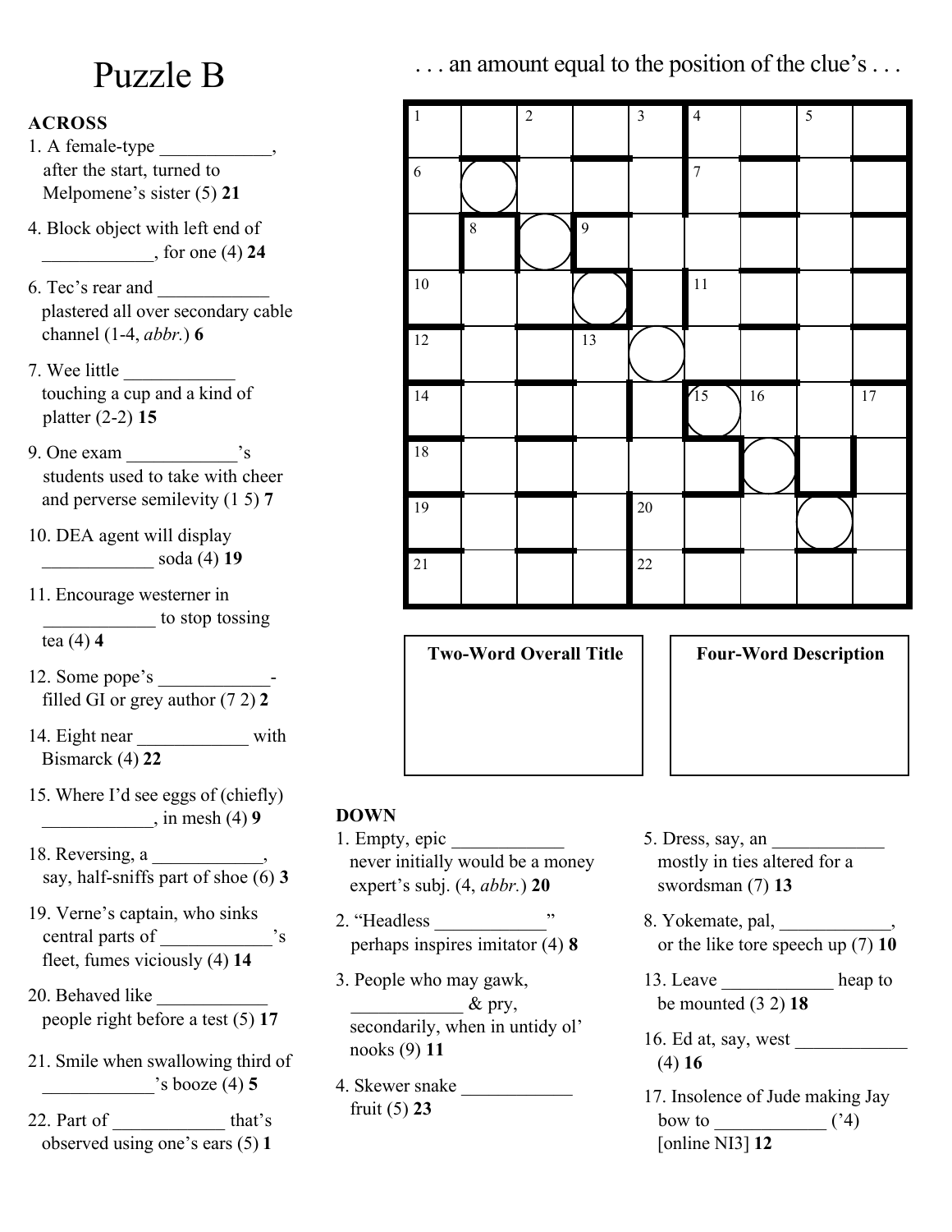# Puzzle B

. . . an amount equal to the position of the clue's . . .

## ACROSS

1. A female-type ____________, after the start, turned to Melpomene's sister (5) **21**
4. Block object with left end of ____________, for one (4) **24**
6. Tec's rear and ____________ plastered all over secondary cable channel (1-4, *abbr.*) **6**
7. Wee little ____________ touching a cup and a kind of platter (2-2) **15**
9. One exam ____________'s students used to take with cheer and perverse semilevity (1 5) **7**
10. DEA agent will display ____________ soda (4) **19**
11. Encourage westerner in ____________ to stop tossing tea (4) **4**
12. Some pope's ____________-filled GI or grey author (7 2) **2**
14. Eight near ____________ with Bismarck (4) **22**
15. Where I'd see eggs of (chiefly) ____________, in mesh (4) **9**
18. Reversing, a ____________, say, half-sniffs part of shoe (6) **3**
19. Verne's captain, who sinks central parts of ____________'s fleet, fumes viciously (4) **14**
20. Behaved like ____________ people right before a test (5) **17**
21. Smile when swallowing third of ____________'s booze (4) **5**
22. Part of ____________ that's observed using one's ears (5) **1**

## DOWN

1. Empty, epic ____________ never initially would be a money expert's subj. (4, *abbr.*) **20**
2. "Headless ____________" perhaps inspires imitator (4) **8**
3. People who may gawk, ____________ & pry, secondarily, when in untidy ol' nooks (9) **11**
4. Skewer snake ____________ fruit (5) **23**
5. Dress, say, an ____________ mostly in ties altered for a swordsman (7) **13**
8. Yokemate, pal, ____________, or the like tore speech up (7) **10**
13. Leave ____________ heap to be mounted (3 2) **18**
16. Ed at, say, west ____________ (4) **16**
17. Insolence of Jude making Jay bow to ____________ ('4) [online NI3] **12**

| Two-Word Overall Title |
| --- |
| |

| Four-Word Description |
| --- |
| |